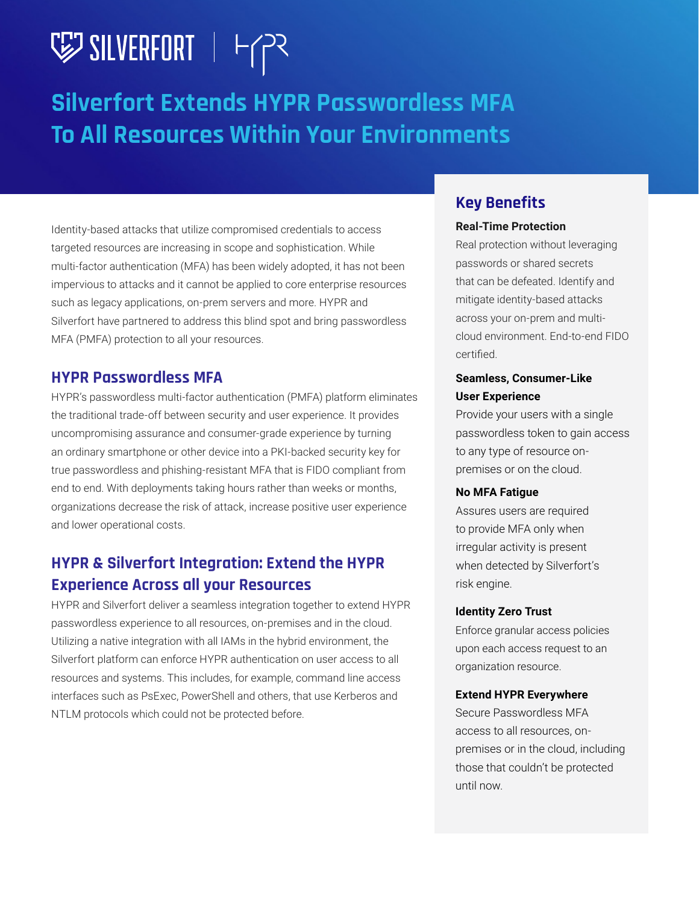# Silverfort Extends HYPR Passwordless MFA To All Resources Within Your Environments

Identity-based attacks that utilize compromised credentials to access targeted resources are increasing in scope and sophistication. While multi-factor authentication (MFA) has been widely adopted, it has not been impervious to attacks and it cannot be applied to core enterprise resources such as legacy applications, on-prem servers and more. HYPR and Silverfort have partnered to address this blind spot and bring passwordless MFA (PMFA) protection to all your resources.

## HYPR Passwordless MFA

HYPR's passwordless multi-factor authentication (PMFA) platform eliminates the traditional trade-off between security and user experience. It provides uncompromising assurance and consumer-grade experience by turning an ordinary smartphone or other device into a PKI-backed security key for true passwordless and phishing-resistant MFA that is FIDO compliant from end to end. With deployments taking hours rather than weeks or months, organizations decrease the risk of attack, increase positive user experience and lower operational costs.

## HYPR & Silverfort Integration: Extend the HYPR Experience Across all your Resources

HYPR and Silverfort deliver a seamless integration together to extend HYPR passwordless experience to all resources, on-premises and in the cloud. Utilizing a native integration with all IAMs in the hybrid environment, the Silverfort platform can enforce HYPR authentication on user access to all resources and systems. This includes, for example, command line access interfaces such as PsExec, PowerShell and others, that use Kerberos and NTLM protocols which could not be protected before.

## Key Benefits

**Real-Time Protection**

Real protection without leveraging passwords or shared secrets that can be defeated. Identify and mitigate identity-based attacks across your on-prem and multi-cloud environment. End-to-end FIDO certified.

**Seamless, Consumer-Like User Experience**

Provide your users with a single passwordless token to gain access to any type of resource on-premises or on the cloud.

**No MFA Fatigue**

Assures users are required to provide MFA only when irregular activity is present when detected by Silverfort's risk engine.

**Identity Zero Trust**

Enforce granular access policies upon each access request to an organization resource.

**Extend HYPR Everywhere**

Secure Passwordless MFA access to all resources, on-premises or in the cloud, including those that couldn't be protected until now.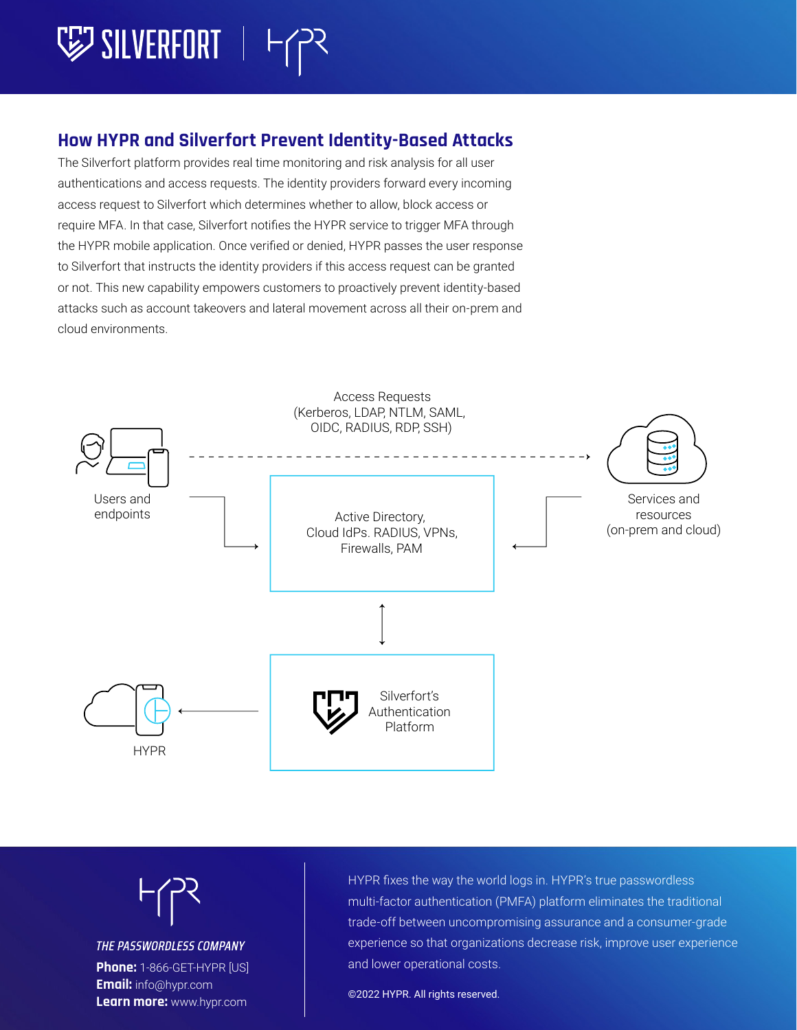## How HYPR and Silverfort Prevent Identity-Based Attacks

The Silverfort platform provides real time monitoring and risk analysis for all user authentications and access requests. The identity providers forward every incoming access request to Silverfort which determines whether to allow, block access or require MFA. In that case, Silverfort notifies the HYPR service to trigger MFA through the HYPR mobile application. Once verified or denied, HYPR passes the user response to Silverfort that instructs the identity providers if this access request can be granted or not. This new capability empowers customers to proactively prevent identity-based attacks such as account takeovers and lateral movement across all their on-prem and cloud environments.

Access Requests
(Kerberos, LDAP, NTLM, SAML, OIDC, RADIUS, RDP, SSH)

Users and endpoints

Services and resources (on-prem and cloud)

Active Directory, Cloud IdPs. RADIUS, VPNs, Firewalls, PAM

Silverfort's Authentication Platform

HYPR

*THE PASSWORDLESS COMPANY*

**Phone:** 1-866-GET-HYPR [US]
**Email:** info@hypr.com
**Learn more:** www.hypr.com

HYPR fixes the way the world logs in. HYPR's true passwordless multi-factor authentication (PMFA) platform eliminates the traditional trade-off between uncompromising assurance and a consumer-grade experience so that organizations decrease risk, improve user experience and lower operational costs.

©2022 HYPR. All rights reserved.